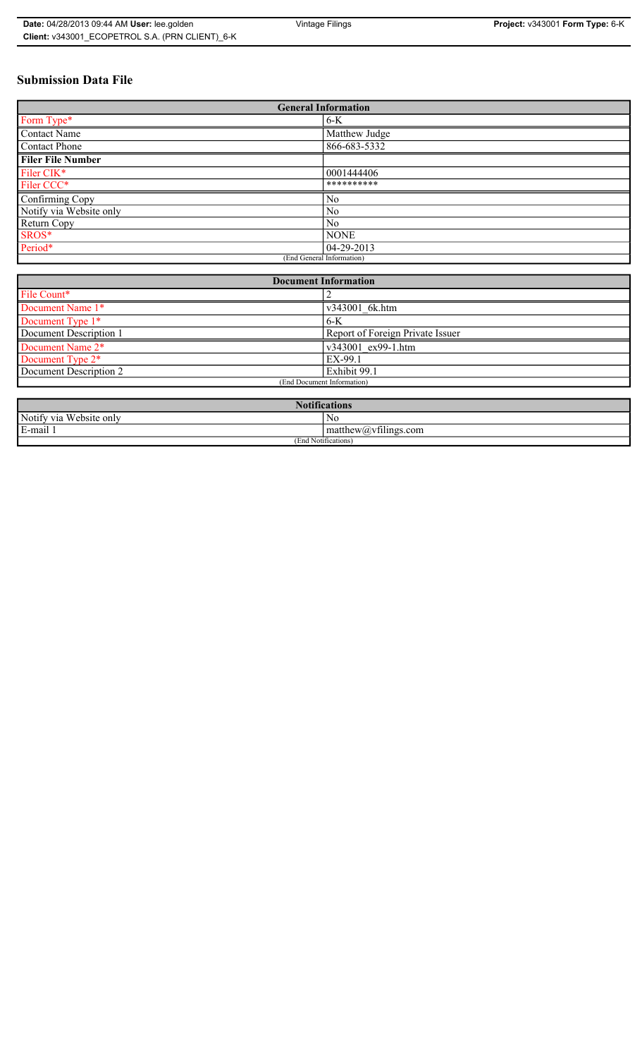# Submission Data File

| General Information | |
|---|---|
| Form Type* | 6-K |
| Contact Name | Matthew Judge |
| Contact Phone | 866-683-5332 |
| **Filer File Number** | |
| Filer CIK* | 0001444406 |
| Filer CCC* | ********** |
| Confirming Copy | No |
| Notify via Website only | No |
| Return Copy | No |
| SROS* | NONE |
| Period* | 04-29-2013 |
| (End General Information) | |

| Document Information | |
|---|---|
| File Count* | 2 |
| Document Name 1* | v343001_6k.htm |
| Document Type 1* | 6-K |
| Document Description 1 | Report of Foreign Private Issuer |
| Document Name 2* | v343001_ex99-1.htm |
| Document Type 2* | EX-99.1 |
| Document Description 2 | Exhibit 99.1 |
| (End Document Information) | |

| Notifications | |
|---|---|
| Notify via Website only | No |
| E-mail 1 | matthew@vfilings.com |
| (End Notifications) | |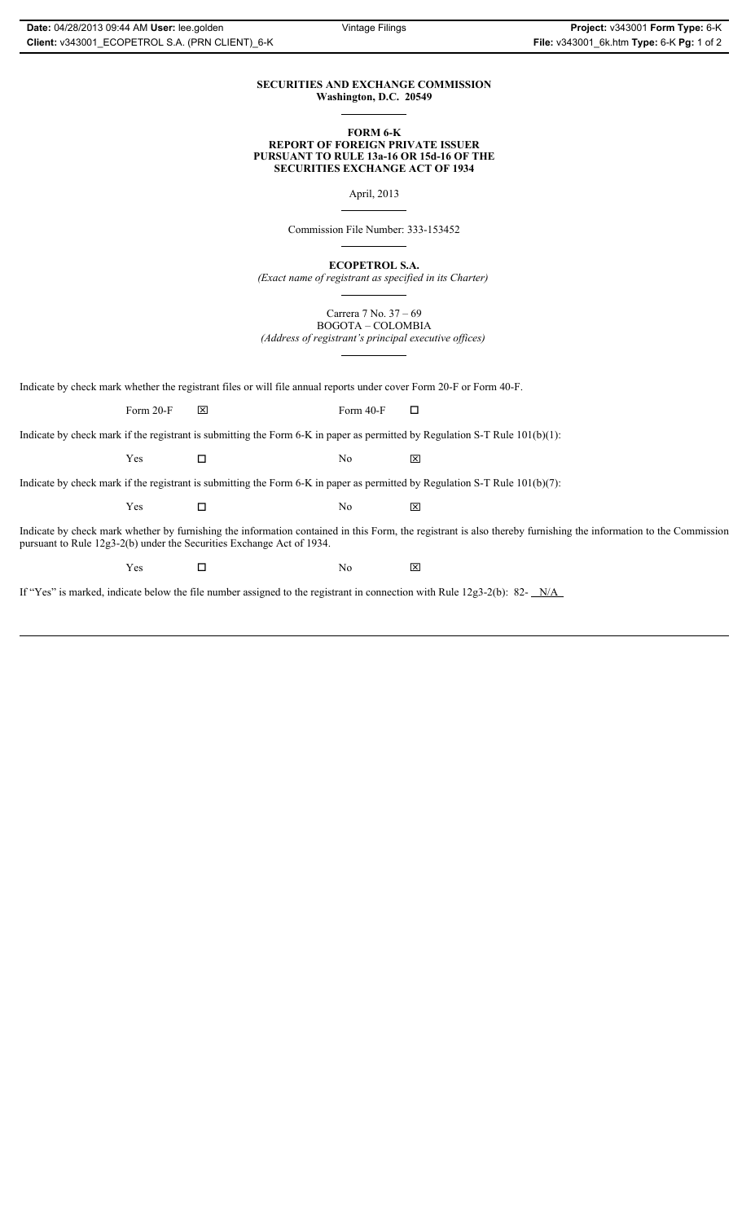**SECURITIES AND EXCHANGE COMMISSION**
**Washington, D.C. 20549**

---

**FORM 6-K**
**REPORT OF FOREIGN PRIVATE ISSUER**
**PURSUANT TO RULE 13a-16 OR 15d-16 OF THE**
**SECURITIES EXCHANGE ACT OF 1934**

April, 2013

---

Commission File Number: 333-153452

---

**ECOPETROL S.A.**
*(Exact name of registrant as specified in its Charter)*

---

Carrera 7 No. 37 – 69
BOGOTA – COLOMBIA
*(Address of registrant's principal executive offices)*

---

Indicate by check mark whether the registrant files or will file annual reports under cover Form 20-F or Form 40-F.

Form 20-F ☒ Form 40-F ☐

Indicate by check mark if the registrant is submitting the Form 6-K in paper as permitted by Regulation S-T Rule 101(b)(1):

Yes ☐ No ☒

Indicate by check mark if the registrant is submitting the Form 6-K in paper as permitted by Regulation S-T Rule 101(b)(7):

Yes ☐ No ☒

Indicate by check mark whether by furnishing the information contained in this Form, the registrant is also thereby furnishing the information to the Commission pursuant to Rule 12g3-2(b) under the Securities Exchange Act of 1934.

Yes ☐ No ☒

If "Yes" is marked, indicate below the file number assigned to the registrant in connection with Rule 12g3-2(b): 82- N/A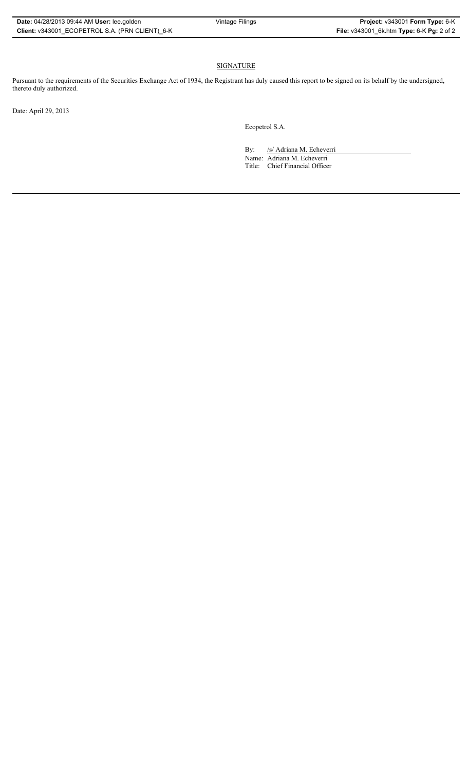## SIGNATURE

Pursuant to the requirements of the Securities Exchange Act of 1934, the Registrant has duly caused this report to be signed on its behalf by the undersigned, thereto duly authorized.

Date: April 29, 2013

Ecopetrol S.A.

By: /s/ Adriana M. Echeverri

Name: Adriana M. Echeverri

Title: Chief Financial Officer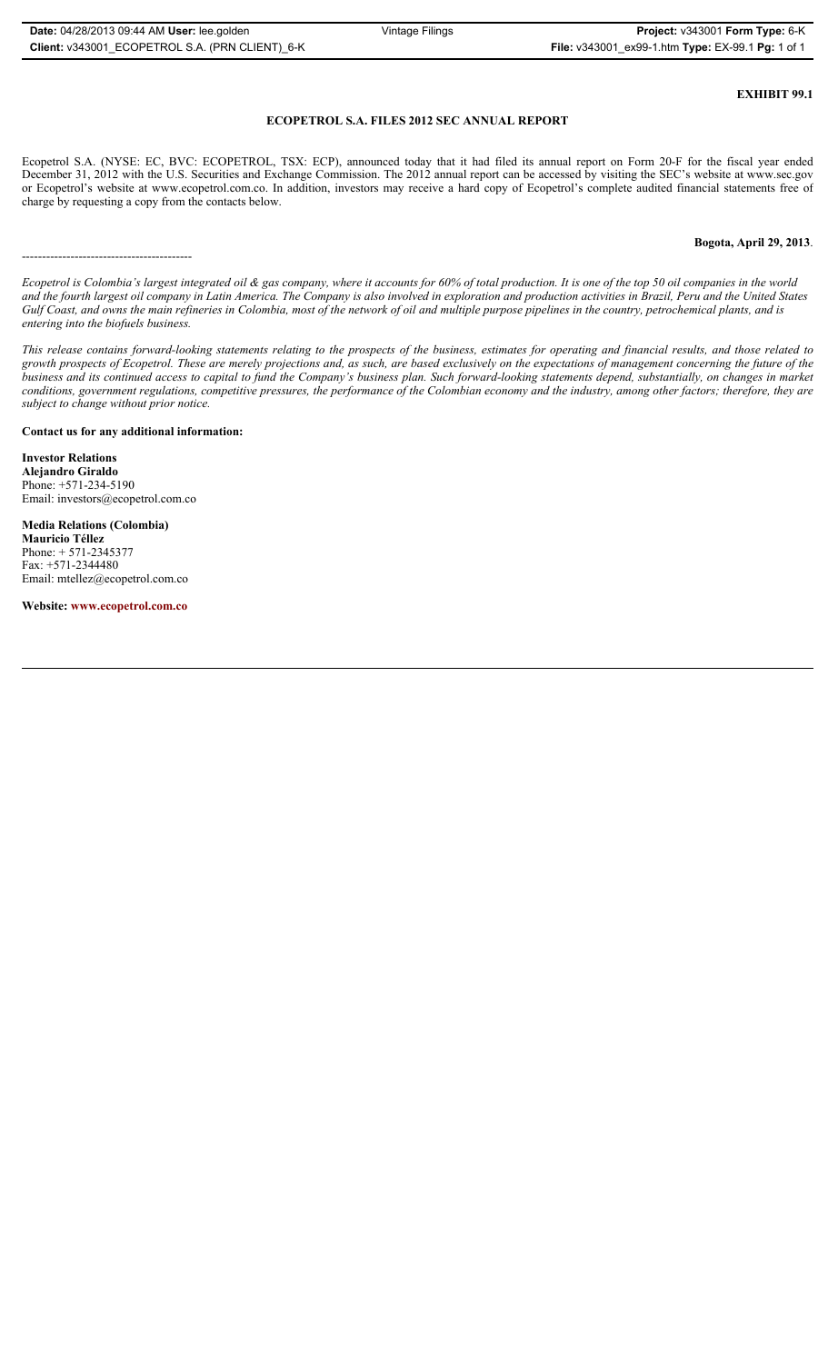**EXHIBIT 99.1**

# ECOPETROL S.A. FILES 2012 SEC ANNUAL REPORT

Ecopetrol S.A. (NYSE: EC, BVC: ECOPETROL, TSX: ECP), announced today that it had filed its annual report on Form 20-F for the fiscal year ended December 31, 2012 with the U.S. Securities and Exchange Commission. The 2012 annual report can be accessed by visiting the SEC's website at www.sec.gov or Ecopetrol's website at www.ecopetrol.com.co. In addition, investors may receive a hard copy of Ecopetrol's complete audited financial statements free of charge by requesting a copy from the contacts below.

**Bogota, April 29, 2013**.

-----------------------------------------

*Ecopetrol is Colombia's largest integrated oil & gas company, where it accounts for 60% of total production. It is one of the top 50 oil companies in the world and the fourth largest oil company in Latin America. The Company is also involved in exploration and production activities in Brazil, Peru and the United States Gulf Coast, and owns the main refineries in Colombia, most of the network of oil and multiple purpose pipelines in the country, petrochemical plants, and is entering into the biofuels business.*

*This release contains forward-looking statements relating to the prospects of the business, estimates for operating and financial results, and those related to growth prospects of Ecopetrol. These are merely projections and, as such, are based exclusively on the expectations of management concerning the future of the business and its continued access to capital to fund the Company's business plan. Such forward-looking statements depend, substantially, on changes in market conditions, government regulations, competitive pressures, the performance of the Colombian economy and the industry, among other factors; therefore, they are subject to change without prior notice.*

**Contact us for any additional information:**

**Investor Relations**
**Alejandro Giraldo**
Phone: +571-234-5190
Email: investors@ecopetrol.com.co

**Media Relations (Colombia)**
**Mauricio Téllez**
Phone: + 571-2345377
Fax: +571-2344480
Email: mtellez@ecopetrol.com.co

**Website: www.ecopetrol.com.co**